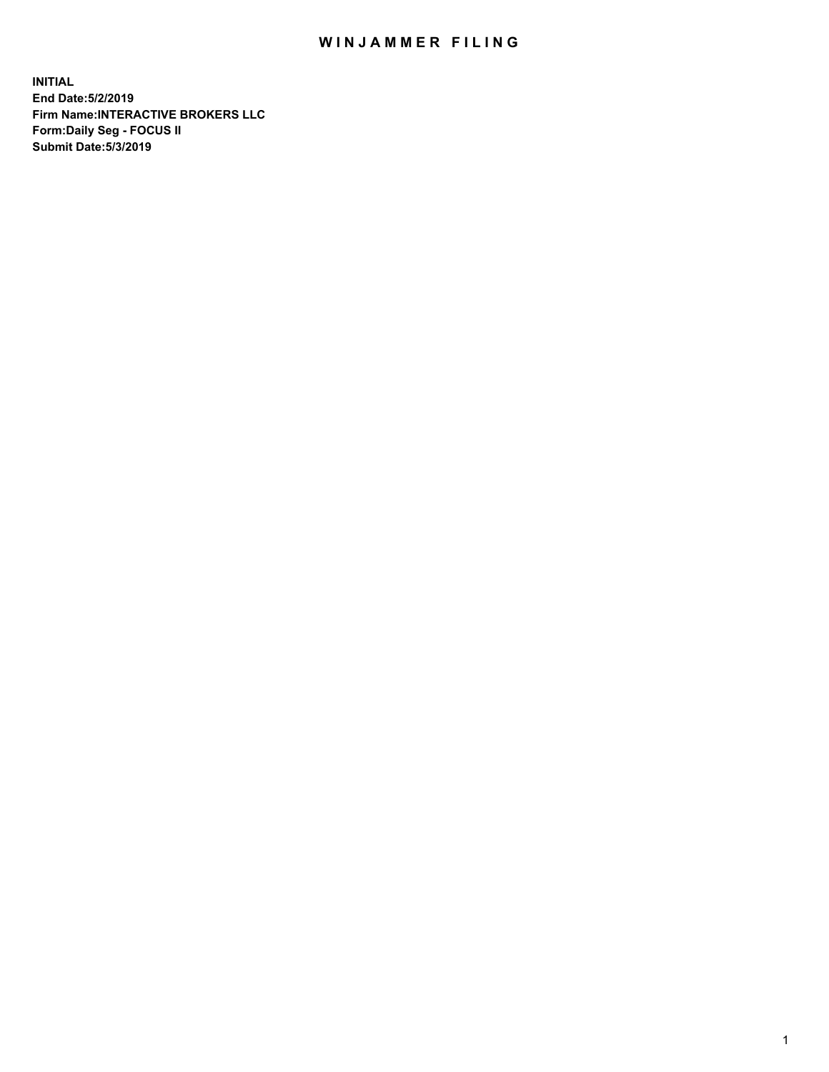# WINJAMMER FILING

**INITIAL**
**End Date:5/2/2019**
**Firm Name:INTERACTIVE BROKERS LLC**
**Form:Daily Seg - FOCUS II**
**Submit Date:5/3/2019**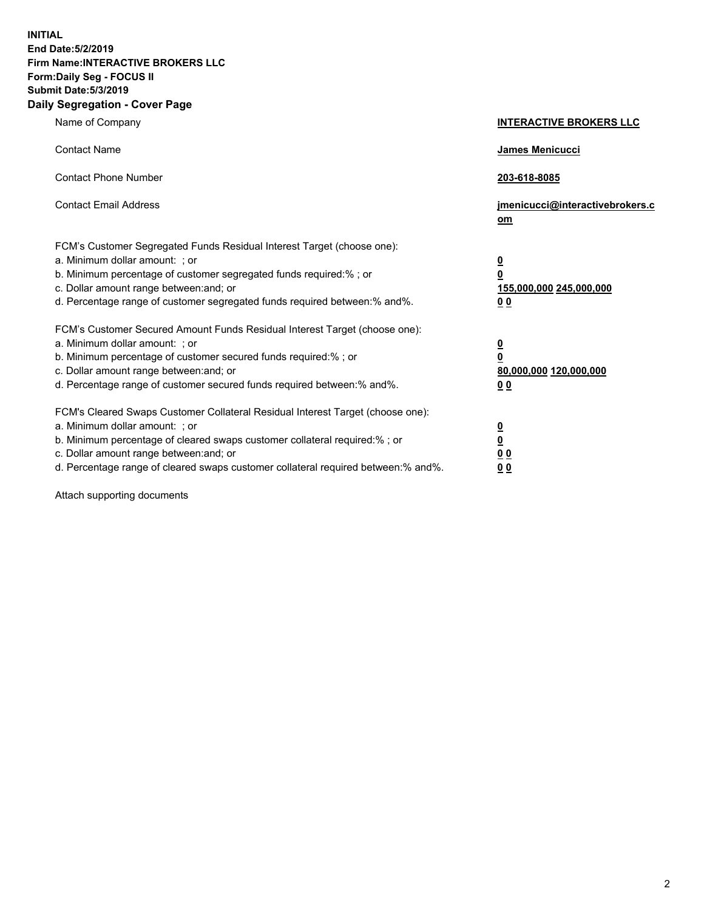**INITIAL**
**End Date:5/2/2019**
**Firm Name:INTERACTIVE BROKERS LLC**
**Form:Daily Seg - FOCUS II**
**Submit Date:5/3/2019**

## Daily Segregation - Cover Page

| | |
|---|---|
| Name of Company | **INTERACTIVE BROKERS LLC** |
| Contact Name | **James Menicucci** |
| Contact Phone Number | **203-618-8085** |
| Contact Email Address | **jmenicucci@interactivebrokers.com** |

FCM's Customer Segregated Funds Residual Interest Target (choose one):

| | |
|---|---|
| a. Minimum dollar amount: ; or | **0** |
| b. Minimum percentage of customer segregated funds required:% ; or | **0** |
| c. Dollar amount range between:and; or | **155,000,000 245,000,000** |
| d. Percentage range of customer segregated funds required between:% and%. | **0 0** |

FCM's Customer Secured Amount Funds Residual Interest Target (choose one):

| | |
|---|---|
| a. Minimum dollar amount: ; or | **0** |
| b. Minimum percentage of customer secured funds required:% ; or | **0** |
| c. Dollar amount range between:and; or | **80,000,000 120,000,000** |
| d. Percentage range of customer secured funds required between:% and%. | **0 0** |

FCM's Cleared Swaps Customer Collateral Residual Interest Target (choose one):

| | |
|---|---|
| a. Minimum dollar amount: ; or | **0** |
| b. Minimum percentage of cleared swaps customer collateral required:% ; or | **0** |
| c. Dollar amount range between:and; or | **0 0** |
| d. Percentage range of cleared swaps customer collateral required between:% and%. | **0 0** |

Attach supporting documents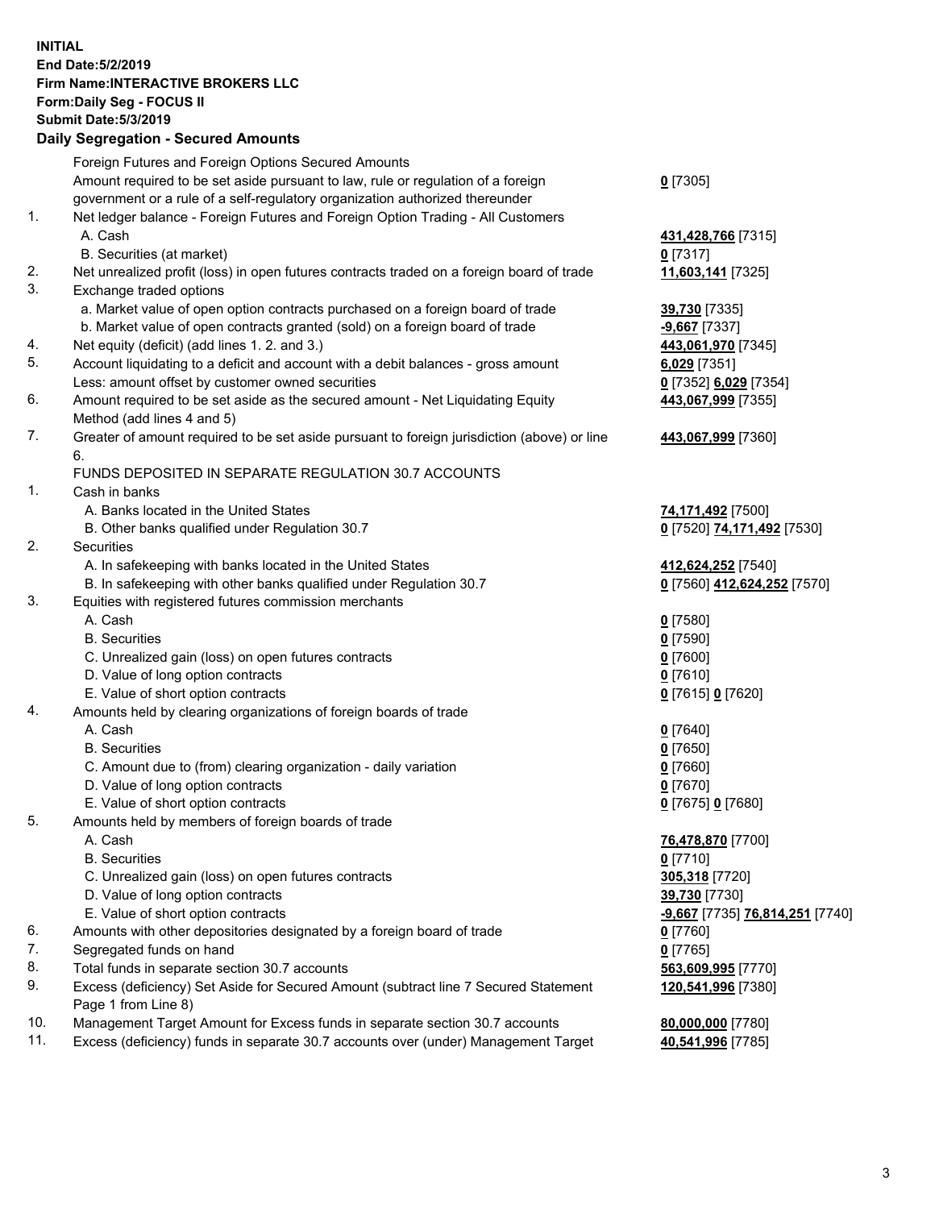**INITIAL**
**End Date:5/2/2019**
**Firm Name:INTERACTIVE BROKERS LLC**
**Form:Daily Seg - FOCUS II**
**Submit Date:5/3/2019**
**Daily Segregation - Secured Amounts**

| | | |
|---|---|---|
| | Foreign Futures and Foreign Options Secured Amounts | |
| | Amount required to be set aside pursuant to law, rule or regulation of a foreign government or a rule of a self-regulatory organization authorized thereunder | **0** [7305] |
| 1. | Net ledger balance - Foreign Futures and Foreign Option Trading - All Customers | |
| | A. Cash | **431,428,766** [7315] |
| | B. Securities (at market) | **0** [7317] |
| 2. | Net unrealized profit (loss) in open futures contracts traded on a foreign board of trade | **11,603,141** [7325] |
| 3. | Exchange traded options | |
| | a. Market value of open option contracts purchased on a foreign board of trade | **39,730** [7335] |
| | b. Market value of open contracts granted (sold) on a foreign board of trade | **-9,667** [7337] |
| 4. | Net equity (deficit) (add lines 1. 2. and 3.) | **443,061,970** [7345] |
| 5. | Account liquidating to a deficit and account with a debit balances - gross amount | **6,029** [7351] |
| | Less: amount offset by customer owned securities | **0** [7352] **6,029** [7354] |
| 6. | Amount required to be set aside as the secured amount - Net Liquidating Equity Method (add lines 4 and 5) | **443,067,999** [7355] |
| 7. | Greater of amount required to be set aside pursuant to foreign jurisdiction (above) or line 6. | **443,067,999** [7360] |
| | FUNDS DEPOSITED IN SEPARATE REGULATION 30.7 ACCOUNTS | |
| 1. | Cash in banks | |
| | A. Banks located in the United States | **74,171,492** [7500] |
| | B. Other banks qualified under Regulation 30.7 | **0** [7520] **74,171,492** [7530] |
| 2. | Securities | |
| | A. In safekeeping with banks located in the United States | **412,624,252** [7540] |
| | B. In safekeeping with other banks qualified under Regulation 30.7 | **0** [7560] **412,624,252** [7570] |
| 3. | Equities with registered futures commission merchants | |
| | A. Cash | **0** [7580] |
| | B. Securities | **0** [7590] |
| | C. Unrealized gain (loss) on open futures contracts | **0** [7600] |
| | D. Value of long option contracts | **0** [7610] |
| | E. Value of short option contracts | **0** [7615] **0** [7620] |
| 4. | Amounts held by clearing organizations of foreign boards of trade | |
| | A. Cash | **0** [7640] |
| | B. Securities | **0** [7650] |
| | C. Amount due to (from) clearing organization - daily variation | **0** [7660] |
| | D. Value of long option contracts | **0** [7670] |
| | E. Value of short option contracts | **0** [7675] **0** [7680] |
| 5. | Amounts held by members of foreign boards of trade | |
| | A. Cash | **76,478,870** [7700] |
| | B. Securities | **0** [7710] |
| | C. Unrealized gain (loss) on open futures contracts | **305,318** [7720] |
| | D. Value of long option contracts | **39,730** [7730] |
| | E. Value of short option contracts | **-9,667** [7735] **76,814,251** [7740] |
| 6. | Amounts with other depositories designated by a foreign board of trade | **0** [7760] |
| 7. | Segregated funds on hand | **0** [7765] |
| 8. | Total funds in separate section 30.7 accounts | **563,609,995** [7770] |
| 9. | Excess (deficiency) Set Aside for Secured Amount (subtract line 7 Secured Statement Page 1 from Line 8) | **120,541,996** [7380] |
| 10. | Management Target Amount for Excess funds in separate section 30.7 accounts | **80,000,000** [7780] |
| 11. | Excess (deficiency) funds in separate 30.7 accounts over (under) Management Target | **40,541,996** [7785] |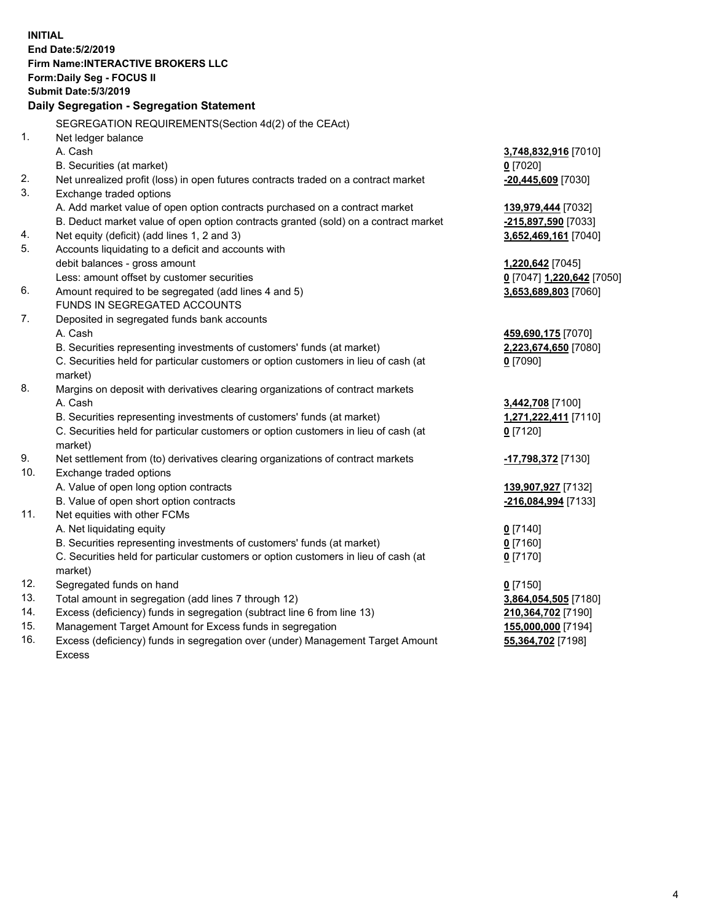**INITIAL**
**End Date:5/2/2019**
**Firm Name:INTERACTIVE BROKERS LLC**
**Form:Daily Seg - FOCUS II**
**Submit Date:5/3/2019**

**Daily Segregation - Segregation Statement**

SEGREGATION REQUIREMENTS(Section 4d(2) of the CEAct)

| | | |
|---|---|---|
| 1. | Net ledger balance | |
| | A. Cash | **3,748,832,916** [7010] |
| | B. Securities (at market) | **0** [7020] |
| 2. | Net unrealized profit (loss) in open futures contracts traded on a contract market | **-20,445,609** [7030] |
| 3. | Exchange traded options | |
| | A. Add market value of open option contracts purchased on a contract market | **139,979,444** [7032] |
| | B. Deduct market value of open option contracts granted (sold) on a contract market | **-215,897,590** [7033] |
| 4. | Net equity (deficit) (add lines 1, 2 and 3) | **3,652,469,161** [7040] |
| 5. | Accounts liquidating to a deficit and accounts with debit balances - gross amount | **1,220,642** [7045] |
| | Less: amount offset by customer securities | **0** [7047] **1,220,642** [7050] |
| 6. | Amount required to be segregated (add lines 4 and 5) | **3,653,689,803** [7060] |
| | FUNDS IN SEGREGATED ACCOUNTS | |
| 7. | Deposited in segregated funds bank accounts | |
| | A. Cash | **459,690,175** [7070] |
| | B. Securities representing investments of customers' funds (at market) | **2,223,674,650** [7080] |
| | C. Securities held for particular customers or option customers in lieu of cash (at market) | **0** [7090] |
| 8. | Margins on deposit with derivatives clearing organizations of contract markets | |
| | A. Cash | **3,442,708** [7100] |
| | B. Securities representing investments of customers' funds (at market) | **1,271,222,411** [7110] |
| | C. Securities held for particular customers or option customers in lieu of cash (at market) | **0** [7120] |
| 9. | Net settlement from (to) derivatives clearing organizations of contract markets | **-17,798,372** [7130] |
| 10. | Exchange traded options | |
| | A. Value of open long option contracts | **139,907,927** [7132] |
| | B. Value of open short option contracts | **-216,084,994** [7133] |
| 11. | Net equities with other FCMs | |
| | A. Net liquidating equity | **0** [7140] |
| | B. Securities representing investments of customers' funds (at market) | **0** [7160] |
| | C. Securities held for particular customers or option customers in lieu of cash (at market) | **0** [7170] |
| 12. | Segregated funds on hand | **0** [7150] |
| 13. | Total amount in segregation (add lines 7 through 12) | **3,864,054,505** [7180] |
| 14. | Excess (deficiency) funds in segregation (subtract line 6 from line 13) | **210,364,702** [7190] |
| 15. | Management Target Amount for Excess funds in segregation | **155,000,000** [7194] |
| 16. | Excess (deficiency) funds in segregation over (under) Management Target Amount Excess | **55,364,702** [7198] |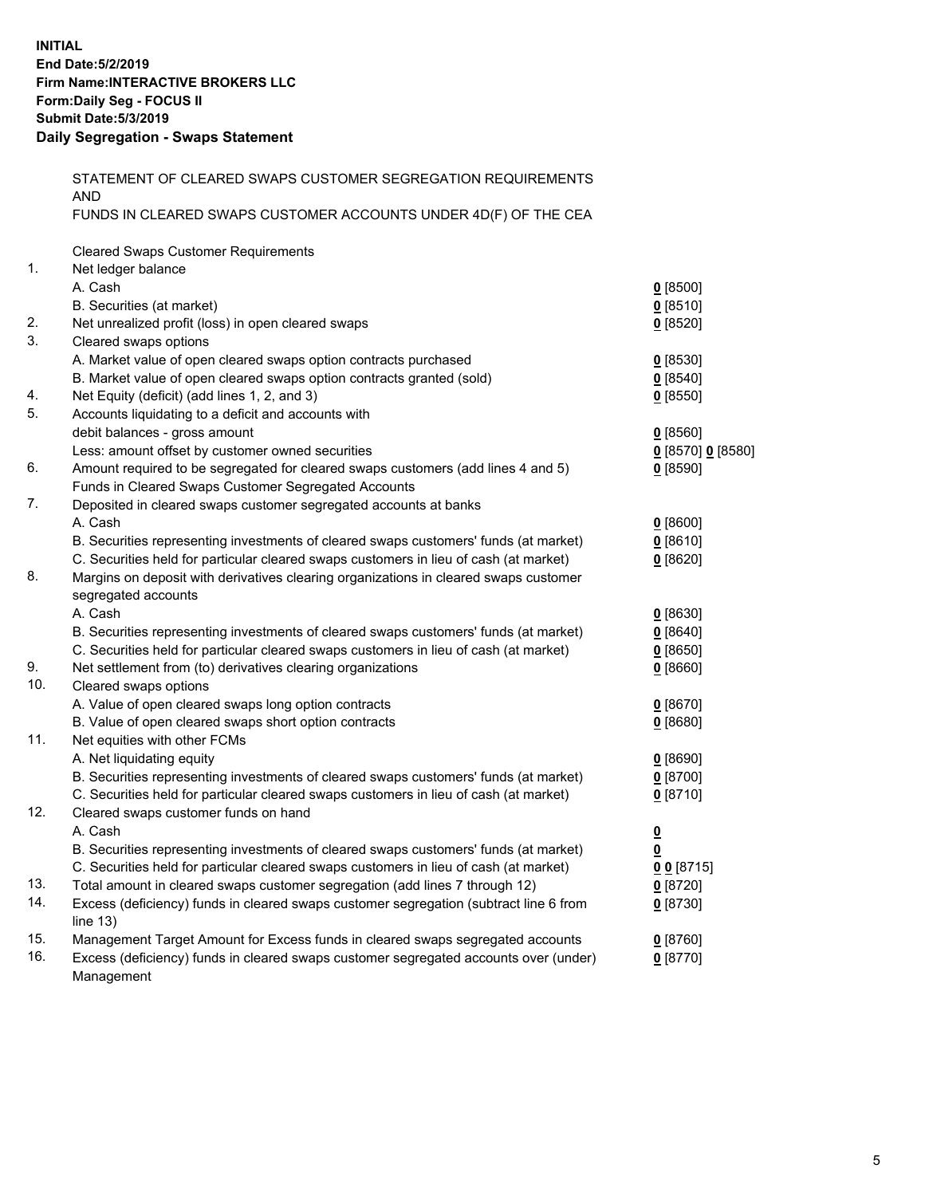**INITIAL**
**End Date:5/2/2019**
**Firm Name:INTERACTIVE BROKERS LLC**
**Form:Daily Seg - FOCUS II**
**Submit Date:5/3/2019**
**Daily Segregation - Swaps Statement**

STATEMENT OF CLEARED SWAPS CUSTOMER SEGREGATION REQUIREMENTS AND FUNDS IN CLEARED SWAPS CUSTOMER ACCOUNTS UNDER 4D(F) OF THE CEA

| | | |
|---|---|---|
| | Cleared Swaps Customer Requirements | |
| 1. | Net ledger balance | |
| | A. Cash | 0 [8500] |
| | B. Securities (at market) | 0 [8510] |
| 2. | Net unrealized profit (loss) in open cleared swaps | 0 [8520] |
| 3. | Cleared swaps options | |
| | A. Market value of open cleared swaps option contracts purchased | 0 [8530] |
| | B. Market value of open cleared swaps option contracts granted (sold) | 0 [8540] |
| 4. | Net Equity (deficit) (add lines 1, 2, and 3) | 0 [8550] |
| 5. | Accounts liquidating to a deficit and accounts with debit balances - gross amount | 0 [8560] |
| | Less: amount offset by customer owned securities | 0 [8570] 0 [8580] |
| 6. | Amount required to be segregated for cleared swaps customers (add lines 4 and 5) | 0 [8590] |
| | Funds in Cleared Swaps Customer Segregated Accounts | |
| 7. | Deposited in cleared swaps customer segregated accounts at banks | |
| | A. Cash | 0 [8600] |
| | B. Securities representing investments of cleared swaps customers' funds (at market) | 0 [8610] |
| | C. Securities held for particular cleared swaps customers in lieu of cash (at market) | 0 [8620] |
| 8. | Margins on deposit with derivatives clearing organizations in cleared swaps customer segregated accounts | |
| | A. Cash | 0 [8630] |
| | B. Securities representing investments of cleared swaps customers' funds (at market) | 0 [8640] |
| | C. Securities held for particular cleared swaps customers in lieu of cash (at market) | 0 [8650] |
| 9. | Net settlement from (to) derivatives clearing organizations | 0 [8660] |
| 10. | Cleared swaps options | |
| | A. Value of open cleared swaps long option contracts | 0 [8670] |
| | B. Value of open cleared swaps short option contracts | 0 [8680] |
| 11. | Net equities with other FCMs | |
| | A. Net liquidating equity | 0 [8690] |
| | B. Securities representing investments of cleared swaps customers' funds (at market) | 0 [8700] |
| | C. Securities held for particular cleared swaps customers in lieu of cash (at market) | 0 [8710] |
| 12. | Cleared swaps customer funds on hand | |
| | A. Cash | 0 |
| | B. Securities representing investments of cleared swaps customers' funds (at market) | 0 |
| | C. Securities held for particular cleared swaps customers in lieu of cash (at market) | 0 0 [8715] |
| 13. | Total amount in cleared swaps customer segregation (add lines 7 through 12) | 0 [8720] |
| 14. | Excess (deficiency) funds in cleared swaps customer segregation (subtract line 6 from line 13) | 0 [8730] |
| 15. | Management Target Amount for Excess funds in cleared swaps segregated accounts | 0 [8760] |
| 16. | Excess (deficiency) funds in cleared swaps customer segregated accounts over (under) Management | 0 [8770] |